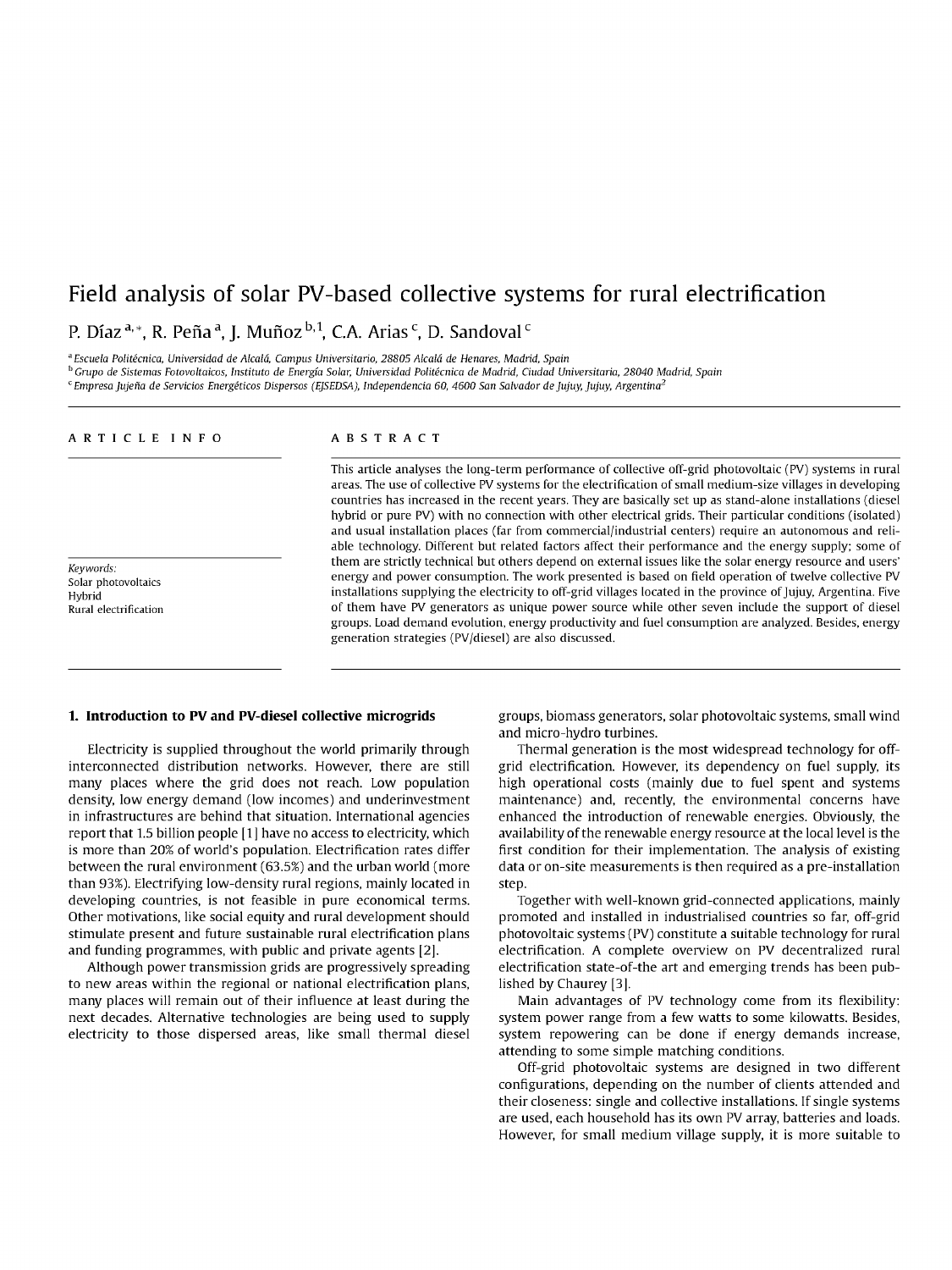# Field analysis of solar PV-based collective systems for rural electrification

P. Díaz [a,*], R. Peña [a], J. Muñoz [b,1], C.A. Arias [c], D. Sandoval [c]

[a] *Escuela Politécnica, Universidad de Alcalá, Campus Universitario, 28805 Alcalá de Henares, Madrid, Spain*

[b] *Grupo de Sistemas Fotovoltaicos, Instituto de Energía Solar, Universidad Politécnica de Madrid, Ciudad Universitaria, 28040 Madrid, Spain*

[c] *Empresa Jujeña de Servicios Energéticos Dispersos (EJSEDSA), Independencia 60, 4600 San Salvador de Jujuy, Jujuy, Argentina[2]*

## ARTICLE INFO

*Keywords:*
Solar photovoltaics
Hybrid
Rural electrification

## ABSTRACT

This article analyses the long-term performance of collective off-grid photovoltaic (PV) systems in rural areas. The use of collective PV systems for the electrification of small medium-size villages in developing countries has increased in the recent years. They are basically set up as stand-alone installations (diesel hybrid or pure PV) with no connection with other electrical grids. Their particular conditions (isolated) and usual installation places (far from commercial/industrial centers) require an autonomous and reliable technology. Different but related factors affect their performance and the energy supply; some of them are strictly technical but others depend on external issues like the solar energy resource and users' energy and power consumption. The work presented is based on field operation of twelve collective PV installations supplying the electricity to off-grid villages located in the province of Jujuy, Argentina. Five of them have PV generators as unique power source while other seven include the support of diesel groups. Load demand evolution, energy productivity and fuel consumption are analyzed. Besides, energy generation strategies (PV/diesel) are also discussed.

## 1. Introduction to PV and PV-diesel collective microgrids

Electricity is supplied throughout the world primarily through interconnected distribution networks. However, there are still many places where the grid does not reach. Low population density, low energy demand (low incomes) and underinvestment in infrastructures are behind that situation. International agencies report that 1.5 billion people [1] have no access to electricity, which is more than 20% of world's population. Electrification rates differ between the rural environment (63.5%) and the urban world (more than 93%). Electrifying low-density rural regions, mainly located in developing countries, is not feasible in pure economical terms. Other motivations, like social equity and rural development should stimulate present and future sustainable rural electrification plans and funding programmes, with public and private agents [2].

Although power transmission grids are progressively spreading to new areas within the regional or national electrification plans, many places will remain out of their influence at least during the next decades. Alternative technologies are being used to supply electricity to those dispersed areas, like small thermal diesel groups, biomass generators, solar photovoltaic systems, small wind and micro-hydro turbines.

Thermal generation is the most widespread technology for off-grid electrification. However, its dependency on fuel supply, its high operational costs (mainly due to fuel spent and systems maintenance) and, recently, the environmental concerns have enhanced the introduction of renewable energies. Obviously, the availability of the renewable energy resource at the local level is the first condition for their implementation. The analysis of existing data or on-site measurements is then required as a pre-installation step.

Together with well-known grid-connected applications, mainly promoted and installed in industrialised countries so far, off-grid photovoltaic systems (PV) constitute a suitable technology for rural electrification. A complete overview on PV decentralized rural electrification state-of-the art and emerging trends has been published by Chaurey [3].

Main advantages of PV technology come from its flexibility: system power range from a few watts to some kilowatts. Besides, system repowering can be done if energy demands increase, attending to some simple matching conditions.

Off-grid photovoltaic systems are designed in two different configurations, depending on the number of clients attended and their closeness: single and collective installations. If single systems are used, each household has its own PV array, batteries and loads. However, for small medium village supply, it is more suitable to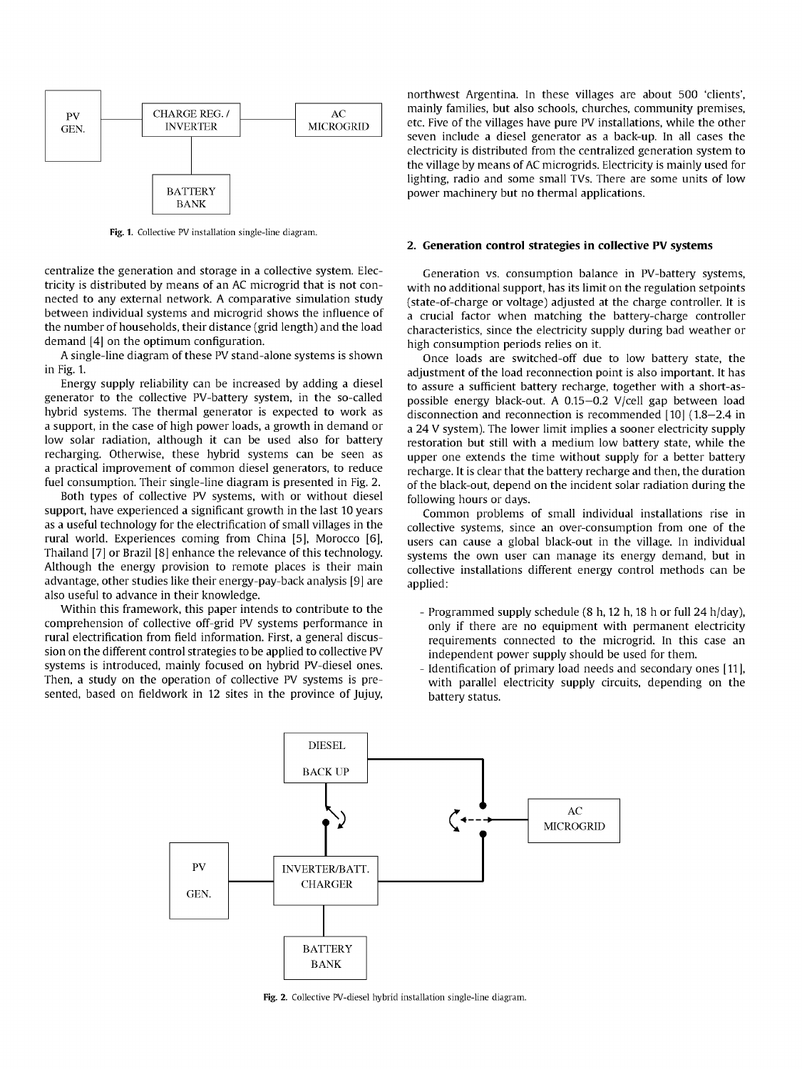Fig. 1. Collective PV installation single-line diagram.

centralize the generation and storage in a collective system. Electricity is distributed by means of an AC microgrid that is not connected to any external network. A comparative simulation study between individual systems and microgrid shows the influence of the number of households, their distance (grid length) and the load demand [4] on the optimum configuration.

A single-line diagram of these PV stand-alone systems is shown in Fig. 1.

Energy supply reliability can be increased by adding a diesel generator to the collective PV-battery system, in the so-called hybrid systems. The thermal generator is expected to work as a support, in the case of high power loads, a growth in demand or low solar radiation, although it can be used also for battery recharging. Otherwise, these hybrid systems can be seen as a practical improvement of common diesel generators, to reduce fuel consumption. Their single-line diagram is presented in Fig. 2.

Both types of collective PV systems, with or without diesel support, have experienced a significant growth in the last 10 years as a useful technology for the electrification of small villages in the rural world. Experiences coming from China [5], Morocco [6], Thailand [7] or Brazil [8] enhance the relevance of this technology. Although the energy provision to remote places is their main advantage, other studies like their energy-pay-back analysis [9] are also useful to advance in their knowledge.

Within this framework, this paper intends to contribute to the comprehension of collective off-grid PV systems performance in rural electrification from field information. First, a general discussion on the different control strategies to be applied to collective PV systems is introduced, mainly focused on hybrid PV-diesel ones. Then, a study on the operation of collective PV systems is presented, based on fieldwork in 12 sites in the province of Jujuy, northwest Argentina. In these villages are about 500 'clients', mainly families, but also schools, churches, community premises, etc. Five of the villages have pure PV installations, while the other seven include a diesel generator as a back-up. In all cases the electricity is distributed from the centralized generation system to the village by means of AC microgrids. Electricity is mainly used for lighting, radio and some small TVs. There are some units of low power machinery but no thermal applications.

## 2. Generation control strategies in collective PV systems

Generation vs. consumption balance in PV-battery systems, with no additional support, has its limit on the regulation setpoints (state-of-charge or voltage) adjusted at the charge controller. It is a crucial factor when matching the battery-charge controller characteristics, since the electricity supply during bad weather or high consumption periods relies on it.

Once loads are switched-off due to low battery state, the adjustment of the load reconnection point is also important. It has to assure a sufficient battery recharge, together with a short-as-possible energy black-out. A 0.15–0.2 V/cell gap between load disconnection and reconnection is recommended [10] (1.8–2.4 in a 24 V system). The lower limit implies a sooner electricity supply restoration but still with a medium low battery state, while the upper one extends the time without supply for a better battery recharge. It is clear that the battery recharge and then, the duration of the black-out, depend on the incident solar radiation during the following hours or days.

Common problems of small individual installations rise in collective systems, since an over-consumption from one of the users can cause a global black-out in the village. In individual systems the own user can manage its energy demand, but in collective installations different energy control methods can be applied:

- Programmed supply schedule (8 h, 12 h, 18 h or full 24 h/day), only if there are no equipment with permanent electricity requirements connected to the microgrid. In this case an independent power supply should be used for them.
- Identification of primary load needs and secondary ones [11], with parallel electricity supply circuits, depending on the battery status.

Fig. 2. Collective PV-diesel hybrid installation single-line diagram.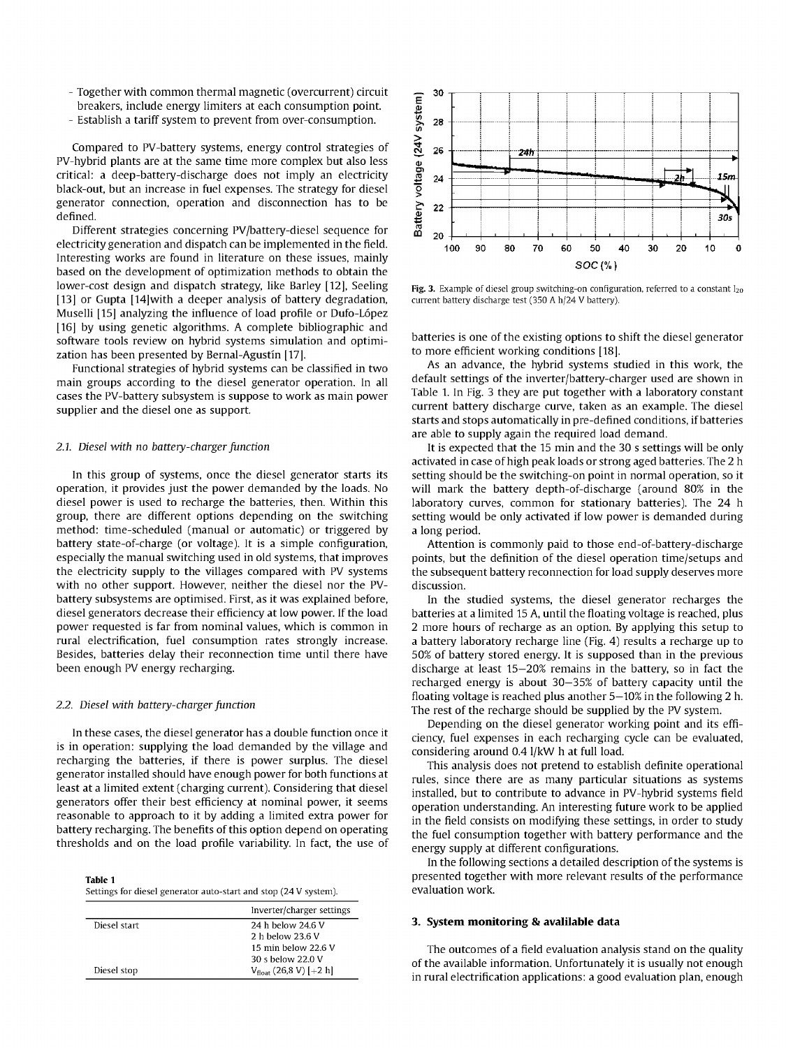- Together with common thermal magnetic (overcurrent) circuit breakers, include energy limiters at each consumption point.
- Establish a tariff system to prevent from over-consumption.

Compared to PV-battery systems, energy control strategies of PV-hybrid plants are at the same time more complex but also less critical: a deep-battery-discharge does not imply an electricity black-out, but an increase in fuel expenses. The strategy for diesel generator connection, operation and disconnection has to be defined.

Different strategies concerning PV/battery-diesel sequence for electricity generation and dispatch can be implemented in the field. Interesting works are found in literature on these issues, mainly based on the development of optimization methods to obtain the lower-cost design and dispatch strategy, like Barley [12], Seeling [13] or Gupta [14]with a deeper analysis of battery degradation, Muselli [15] analyzing the influence of load profile or Dufo-López [16] by using genetic algorithms. A complete bibliographic and software tools review on hybrid systems simulation and optimization has been presented by Bernal-Agustín [17].

Functional strategies of hybrid systems can be classified in two main groups according to the diesel generator operation. In all cases the PV-battery subsystem is suppose to work as main power supplier and the diesel one as support.

### *2.1. Diesel with no battery-charger function*

In this group of systems, once the diesel generator starts its operation, it provides just the power demanded by the loads. No diesel power is used to recharge the batteries, then. Within this group, there are different options depending on the switching method: time-scheduled (manual or automatic) or triggered by battery state-of-charge (or voltage). It is a simple configuration, especially the manual switching used in old systems, that improves the electricity supply to the villages compared with PV systems with no other support. However, neither the diesel nor the PV-battery subsystems are optimised. First, as it was explained before, diesel generators decrease their efficiency at low power. If the load power requested is far from nominal values, which is common in rural electrification, fuel consumption rates strongly increase. Besides, batteries delay their reconnection time until there have been enough PV energy recharging.

### *2.2. Diesel with battery-charger function*

In these cases, the diesel generator has a double function once it is in operation: supplying the load demanded by the village and recharging the batteries, if there is power surplus. The diesel generator installed should have enough power for both functions at least at a limited extent (charging current). Considering that diesel generators offer their best efficiency at nominal power, it seems reasonable to approach to it by adding a limited extra power for battery recharging. The benefits of this option depend on operating thresholds and on the load profile variability. In fact, the use of batteries is one of the existing options to shift the diesel generator to more efficient working conditions [18].

**Table 1**
Settings for diesel generator auto-start and stop (24 V system).

| | Inverter/charger settings |
|---|---|
| Diesel start | 24 h below 24.6 V |
| | 2 h below 23.6 V |
| | 15 min below 22.6 V |
| | 30 s below 22.0 V |
| Diesel stop | $V_{float}$ (26,8 V) [+2 h] |

Fig. 3. Example of diesel group switching-on configuration, referred to a constant $I_{20}$ current battery discharge test (350 A h/24 V battery).

As an advance, the hybrid systems studied in this work, the default settings of the inverter/battery-charger used are shown in Table 1. In Fig. 3 they are put together with a laboratory constant current battery discharge curve, taken as an example. The diesel starts and stops automatically in pre-defined conditions, if batteries are able to supply again the required load demand.

It is expected that the 15 min and the 30 s settings will be only activated in case of high peak loads or strong aged batteries. The 2 h setting should be the switching-on point in normal operation, so it will mark the battery depth-of-discharge (around 80% in the laboratory curves, common for stationary batteries). The 24 h setting would be only activated if low power is demanded during a long period.

Attention is commonly paid to those end-of-battery-discharge points, but the definition of the diesel operation time/setups and the subsequent battery reconnection for load supply deserves more discussion.

In the studied systems, the diesel generator recharges the batteries at a limited 15 A, until the floating voltage is reached, plus 2 more hours of recharge as an option. By applying this setup to a battery laboratory recharge line (Fig. 4) results a recharge up to 50% of battery stored energy. It is supposed than in the previous discharge at least 15–20% remains in the battery, so in fact the recharged energy is about 30–35% of battery capacity until the floating voltage is reached plus another 5–10% in the following 2 h. The rest of the recharge should be supplied by the PV system.

Depending on the diesel generator working point and its efficiency, fuel expenses in each recharging cycle can be evaluated, considering around 0.4 l/kW h at full load.

This analysis does not pretend to establish definite operational rules, since there are as many particular situations as systems installed, but to contribute to advance in PV-hybrid systems field operation understanding. An interesting future work to be applied in the field consists on modifying these settings, in order to study the fuel consumption together with battery performance and the energy supply at different configurations.

In the following sections a detailed description of the systems is presented together with more relevant results of the performance evaluation work.

## 3. System monitoring & avalilable data

The outcomes of a field evaluation analysis stand on the quality of the available information. Unfortunately it is usually not enough in rural electrification applications: a good evaluation plan, enough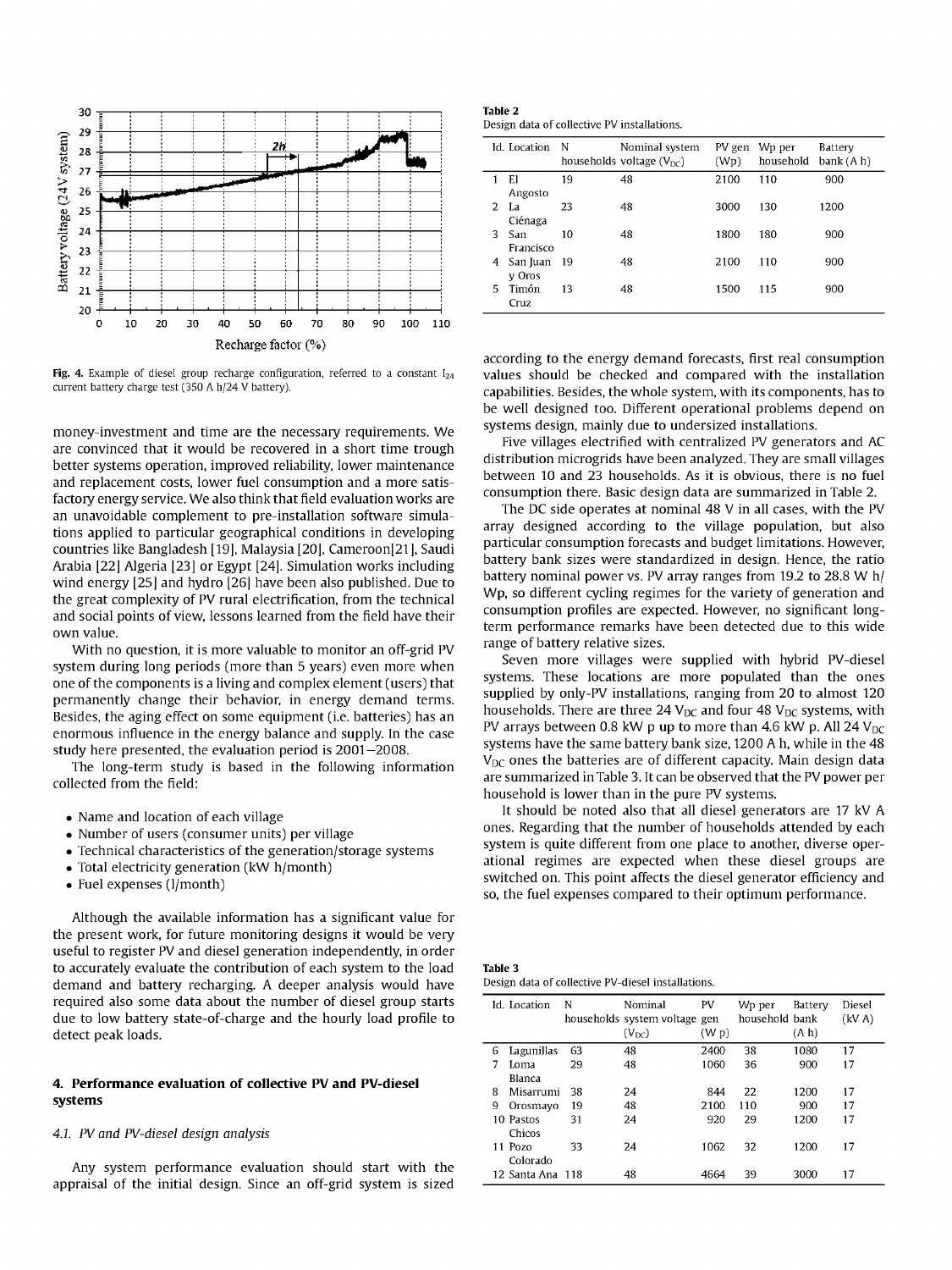Fig. 4. Example of diesel group recharge configuration, referred to a constant $I_{24}$ current battery charge test (350 A h/24 V battery).

money-investment and time are the necessary requirements. We are convinced that it would be recovered in a short time trough better systems operation, improved reliability, lower maintenance and replacement costs, lower fuel consumption and a more satisfactory energy service. We also think that field evaluation works are an unavoidable complement to pre-installation software simulations applied to particular geographical conditions in developing countries like Bangladesh [19], Malaysia [20], Cameroon[21], Saudi Arabia [22] Algeria [23] or Egypt [24]. Simulation works including wind energy [25] and hydro [26] have been also published. Due to the great complexity of PV rural electrification, from the technical and social points of view, lessons learned from the field have their own value.

With no question, it is more valuable to monitor an off-grid PV system during long periods (more than 5 years) even more when one of the components is a living and complex element (users) that permanently change their behavior, in energy demand terms. Besides, the aging effect on some equipment (i.e. batteries) has an enormous influence in the energy balance and supply. In the case study here presented, the evaluation period is 2001–2008.

The long-term study is based in the following information collected from the field:

- Name and location of each village
- Number of users (consumer units) per village
- Technical characteristics of the generation/storage systems
- Total electricity generation (kW h/month)
- Fuel expenses (l/month)

Although the available information has a significant value for the present work, for future monitoring designs it would be very useful to register PV and diesel generation independently, in order to accurately evaluate the contribution of each system to the load demand and battery recharging. A deeper analysis would have required also some data about the number of diesel group starts due to low battery state-of-charge and the hourly load profile to detect peak loads.

## 4. Performance evaluation of collective PV and PV-diesel systems

### 4.1. PV and PV-diesel design analysis

Any system performance evaluation should start with the appraisal of the initial design. Since an off-grid system is sized according to the energy demand forecasts, first real consumption values should be checked and compared with the installation capabilities. Besides, the whole system, with its components, has to be well designed too. Different operational problems depend on systems design, mainly due to undersized installations.

Five villages electrified with centralized PV generators and AC distribution microgrids have been analyzed. They are small villages between 10 and 23 households. As it is obvious, there is no fuel consumption there. Basic design data are summarized in Table 2.

**Table 2**
Design data of collective PV installations.

| Id. | Location | N households | Nominal system voltage ($V_{DC}$) | PV gen (Wp) | Wp per household | Battery bank (A h) |
|---|---|---|---|---|---|---|
| 1 | El Angosto | 19 | 48 | 2100 | 110 | 900 |
| 2 | La Ciénaga | 23 | 48 | 3000 | 130 | 1200 |
| 3 | San Francisco | 10 | 48 | 1800 | 180 | 900 |
| 4 | San Juan y Oros | 19 | 48 | 2100 | 110 | 900 |
| 5 | Timón Cruz | 13 | 48 | 1500 | 115 | 900 |

The DC side operates at nominal 48 V in all cases, with the PV array designed according to the village population, but also particular consumption forecasts and budget limitations. However, battery bank sizes were standardized in design. Hence, the ratio battery nominal power vs. PV array ranges from 19.2 to 28.8 W h/Wp, so different cycling regimes for the variety of generation and consumption profiles are expected. However, no significant long-term performance remarks have been detected due to this wide range of battery relative sizes.

Seven more villages were supplied with hybrid PV-diesel systems. These locations are more populated than the ones supplied by only-PV installations, ranging from 20 to almost 120 households. There are three 24 $V_{DC}$ and four 48 $V_{DC}$ systems, with PV arrays between 0.8 kW p up to more than 4.6 kW p. All 24 $V_{DC}$ systems have the same battery bank size, 1200 A h, while in the 48 $V_{DC}$ ones the batteries are of different capacity. Main design data are summarized in Table 3. It can be observed that the PV power per household is lower than in the pure PV systems.

It should be noted also that all diesel generators are 17 kV A ones. Regarding that the number of households attended by each system is quite different from one place to another, diverse operational regimes are expected when these diesel groups are switched on. This point affects the diesel generator efficiency and so, the fuel expenses compared to their optimum performance.

**Table 3**
Design data of collective PV-diesel installations.

| Id. | Location | N households | Nominal system voltage ($V_{DC}$) | PV gen (W p) | Wp per household | Battery bank (A h) | Diesel (kV A) |
|---|---|---|---|---|---|---|---|
| 6 | Lagunillas | 63 | 48 | 2400 | 38 | 1080 | 17 |
| 7 | Loma Blanca | 29 | 48 | 1060 | 36 | 900 | 17 |
| 8 | Misarrumi | 38 | 24 | 844 | 22 | 1200 | 17 |
| 9 | Orosmayo | 19 | 48 | 2100 | 110 | 900 | 17 |
| 10 | Pastos Chicos | 31 | 24 | 920 | 29 | 1200 | 17 |
| 11 | Pozo Colorado | 33 | 24 | 1062 | 32 | 1200 | 17 |
| 12 | Santa Ana | 118 | 48 | 4664 | 39 | 3000 | 17 |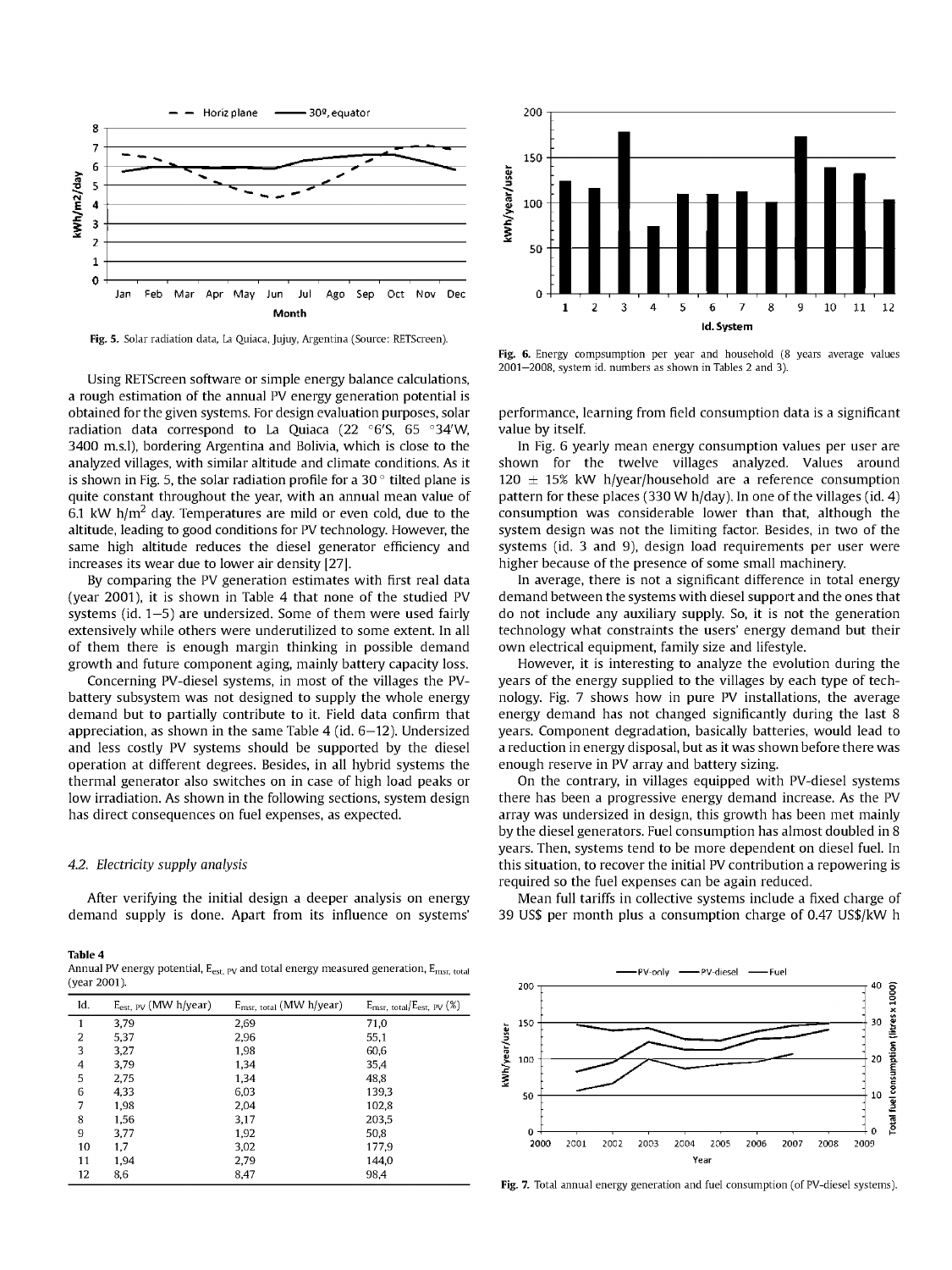Fig. 5. Solar radiation data, La Quiaca, Jujuy, Argentina (Source: RETScreen).

Using RETScreen software or simple energy balance calculations, a rough estimation of the annual PV energy generation potential is obtained for the given systems. For design evaluation purposes, solar radiation data correspond to La Quiaca (22 °6′S, 65 °34′W, 3400 m.s.l.), bordering Argentina and Bolivia, which is close to the analyzed villages, with similar altitude and climate conditions. As it is shown in Fig. 5, the solar radiation profile for a 30 ° tilted plane is quite constant throughout the year, with an annual mean value of 6.1 kW h/m$^2$ day. Temperatures are mild or even cold, due to the altitude, leading to good conditions for PV technology. However, the same high altitude reduces the diesel generator efficiency and increases its wear due to lower air density [27].

By comparing the PV generation estimates with first real data (year 2001), it is shown in Table 4 that none of the studied PV systems (id. 1–5) are undersized. Some of them were used fairly extensively while others were underutilized to some extent. In all of them there is enough margin thinking in possible demand growth and future component aging, mainly battery capacity loss.

Concerning PV-diesel systems, in most of the villages the PV-battery subsystem was not designed to supply the whole energy demand but to partially contribute to it. Field data confirm that appreciation, as shown in the same Table 4 (id. 6–12). Undersized and less costly PV systems should be supported by the diesel operation at different degrees. Besides, in all hybrid systems the thermal generator also switches on in case of high load peaks or low irradiation. As shown in the following sections, system design has direct consequences on fuel expenses, as expected.

### 4.2. Electricity supply analysis

After verifying the initial design a deeper analysis on energy demand supply is done. Apart from its influence on systems' performance, learning from field consumption data is a significant value by itself.

**Table 4**
Annual PV energy potential, $E_{est,\,PV}$ and total energy measured generation, $E_{msr,\,total}$ (year 2001).

| Id. | $E_{est,\,PV}$ (MW h/year) | $E_{msr,\,total}$ (MW h/year) | $E_{msr,\,total}/E_{est,\,PV}$ (%) |
|---|---|---|---|
| 1 | 3,79 | 2,69 | 71,0 |
| 2 | 5,37 | 2,96 | 55,1 |
| 3 | 3,27 | 1,98 | 60,6 |
| 4 | 3,79 | 1,34 | 35,4 |
| 5 | 2,75 | 1,34 | 48,8 |
| 6 | 4,33 | 6,03 | 139,3 |
| 7 | 1,98 | 2,04 | 102,8 |
| 8 | 1,56 | 3,17 | 203,5 |
| 9 | 3,77 | 1,92 | 50,8 |
| 10 | 1,7 | 3,02 | 177,9 |
| 11 | 1,94 | 2,79 | 144,0 |
| 12 | 8,6 | 8,47 | 98,4 |

Fig. 6. Energy compsumption per year and household (8 years average values 2001–2008, system id. numbers as shown in Tables 2 and 3).

In Fig. 6 yearly mean energy consumption values per user are shown for the twelve villages analyzed. Values around 120 ± 15% kW h/year/household are a reference consumption pattern for these places (330 W h/day). In one of the villages (id. 4) consumption was considerable lower than that, although the system design was not the limiting factor. Besides, in two of the systems (id. 3 and 9), design load requirements per user were higher because of the presence of some small machinery.

In average, there is not a significant difference in total energy demand between the systems with diesel support and the ones that do not include any auxiliary supply. So, it is not the generation technology what constraints the users' energy demand but their own electrical equipment, family size and lifestyle.

However, it is interesting to analyze the evolution during the years of the energy supplied to the villages by each type of technology. Fig. 7 shows how in pure PV installations, the average energy demand has not changed significantly during the last 8 years. Component degradation, basically batteries, would lead to a reduction in energy disposal, but as it was shown before there was enough reserve in PV array and battery sizing.

On the contrary, in villages equipped with PV-diesel systems there has been a progressive energy demand increase. As the PV array was undersized in design, this growth has been met mainly by the diesel generators. Fuel consumption has almost doubled in 8 years. Then, systems tend to be more dependent on diesel fuel. In this situation, to recover the initial PV contribution a repowering is required so the fuel expenses can be again reduced.

Mean full tariffs in collective systems include a fixed charge of 39 US$ per month plus a consumption charge of 0.47 US$/kW h

Fig. 7. Total annual energy generation and fuel consumption (of PV-diesel systems).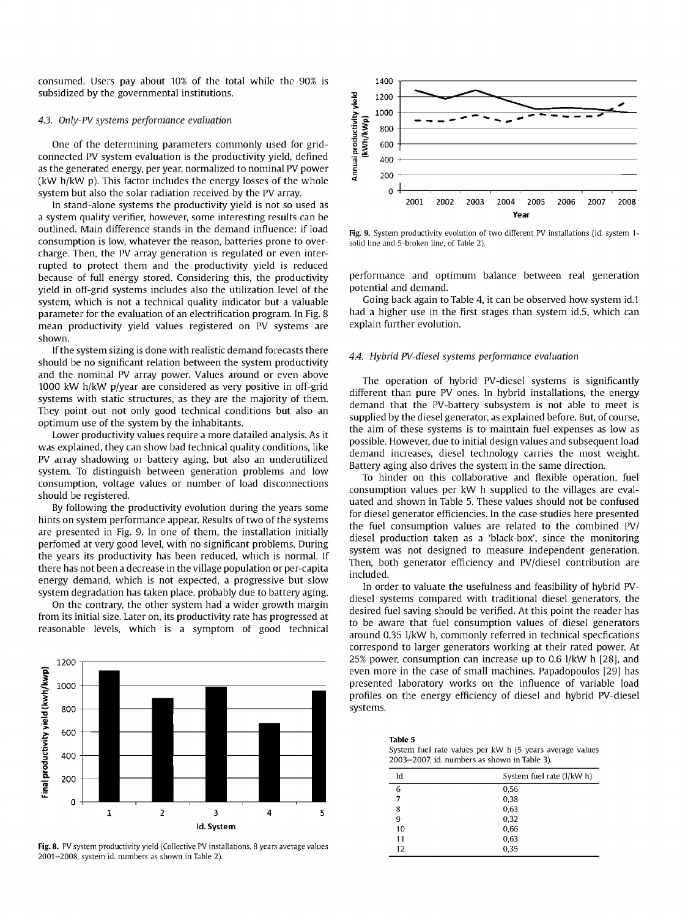consumed. Users pay about 10% of the total while the 90% is subsidized by the governmental institutions.

### 4.3. Only-PV systems performance evaluation

One of the determining parameters commonly used for grid-connected PV system evaluation is the productivity yield, defined as the generated energy, per year, normalized to nominal PV power (kW h/kW p). This factor includes the energy losses of the whole system but also the solar radiation received by the PV array.

In stand-alone systems the productivity yield is not so used as a system quality verifier, however, some interesting results can be outlined. Main difference stands in the demand influence: if load consumption is low, whatever the reason, batteries prone to overcharge. Then, the PV array generation is regulated or even interrupted to protect them and the productivity yield is reduced because of full energy stored. Considering this, the productivity yield in off-grid systems includes also the utilization level of the system, which is not a technical quality indicator but a valuable parameter for the evaluation of an electrification program. In Fig. 8 mean productivity yield values registered on PV systems are shown.

If the system sizing is done with realistic demand forecasts there should be no significant relation between the system productivity and the nominal PV array power. Values around or even above 1000 kW h/kW p/year are considered as very positive in off-grid systems with static structures, as they are the majority of them. They point out not only good technical conditions but also an optimum use of the system by the inhabitants.

Lower productivity values require a more datailed analysis. As it was explained, they can show bad technical quality conditions, like PV array shadowing or battery aging, but also an underutilized system. To distinguish between generation problems and low consumption, voltage values or number of load disconnections should be registered.

By following the productivity evolution during the years some hints on system performance appear. Results of two of the systems are presented in Fig. 9. In one of them, the installation initially perfomed at very good level, with no significant problems. During the years its productivity has been reduced, which is normal. If there has not been a decrease in the village population or per-capita energy demand, which is not expected, a progressive but slow system degradation has taken place, probably due to battery aging.

On the contrary, the other system had a wider growth margin from its initial size. Later on, its productivity rate has progressed at reasonable levels, which is a symptom of good technical

Final productivity yield (kwh/kwp)
1200
1000
800
600
400
200
0
1 2 3 4 5
Id. System

**Fig. 8.** PV system productivity yield (Collective PV installations, 8 years average values 2001–2008, system id. numbers as shown in Table 2).

Annual productivity yield (kWh/kWp)
1400
1200
1000
800
600
400
200
0
2001 2002 2003 2004 2005 2006 2007 2008
Year

**Fig. 9.** System productivity evolution of two different PV installations (id. system 1-solid line and 5-broken line, of Table 2).

performance and optimum balance between real generation potential and demand.

Going back again to Table 4, it can be observed how system id.1 had a higher use in the first stages than system id.5, which can explain further evolution.

### 4.4. Hybrid PV-diesel systems performance evaluation

The operation of hybrid PV-diesel systems is significantly different than pure PV ones. In hybrid installations, the energy demand that the PV-battery subsystem is not able to meet is supplied by the diesel generator, as explained before. But, of course, the aim of these systems is to maintain fuel expenses as low as possible. However, due to initial design values and subsequent load demand increases, diesel technology carries the most weight. Battery aging also drives the system in the same direction.

To hinder on this collaborative and flexible operation, fuel consumption values per kW h supplied to the villages are evaluated and shown in Table 5. These values should not be confused for diesel generator efficiencies. In the case studies here presented the fuel consumption values are related to the combined PV/diesel production taken as a 'black-box', since the monitoring system was not designed to measure independent generation. Then, both generator efficiency and PV/diesel contribution are included.

In order to valuate the usefulness and feasibility of hybrid PV-diesel systems compared with traditional diesel generators, the desired fuel saving should be verified. At this point the reader has to be aware that fuel consumption values of diesel generators around 0.35 l/kW h, commonly referred in technical specfications correspond to larger generators working at their rated power. At 25% power, consumption can increase up to 0.6 l/kW h [28], and even more in the case of small machines. Papadopoulos [29] has presented laboratory works on the influence of variable load profiles on the energy efficiency of diesel and hybrid PV-diesel systems.

**Table 5**
System fuel rate values per kW h (5 years average values 2003–2007, id. numbers as shown in Table 3).

| Id. | System fuel rate (l/kW h) |
|---|---|
| 6 | 0,56 |
| 7 | 0,38 |
| 8 | 0,63 |
| 9 | 0,32 |
| 10 | 0,66 |
| 11 | 0,63 |
| 12 | 0,35 |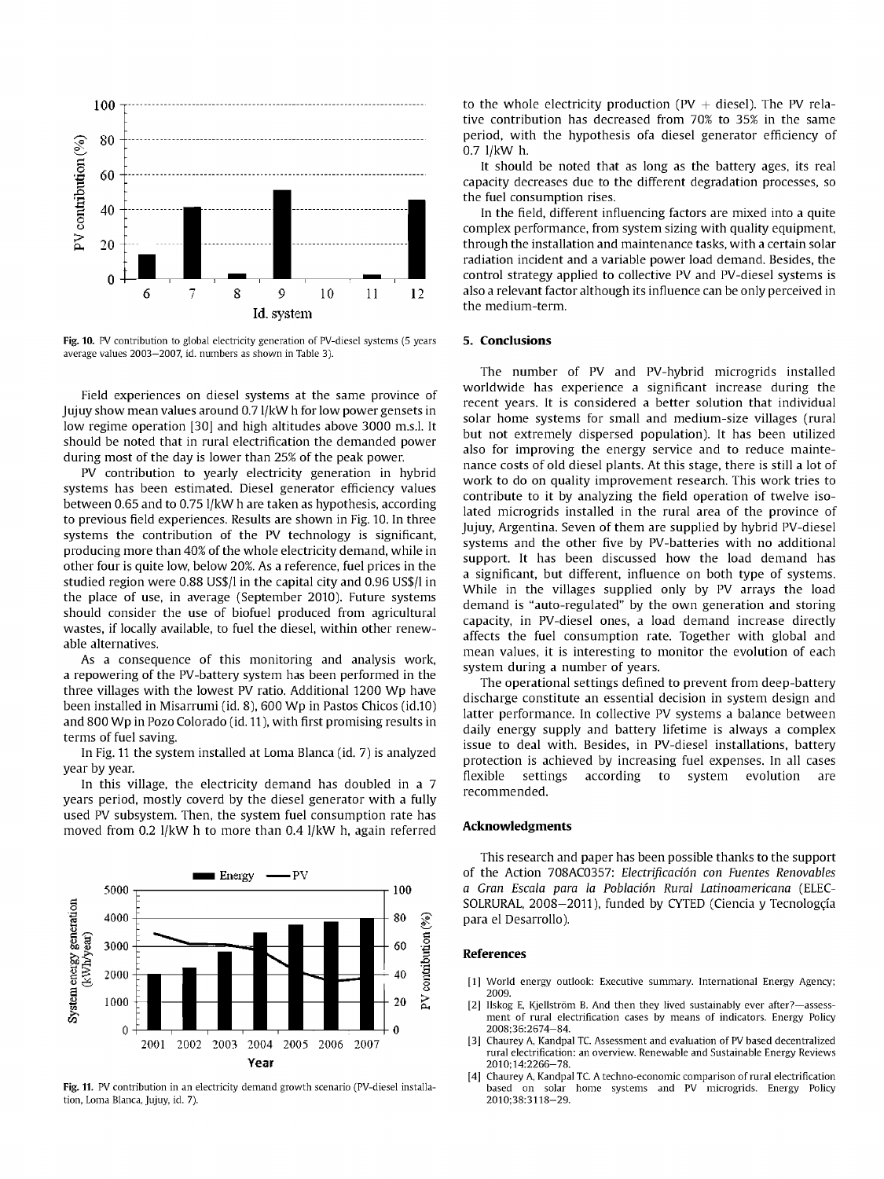100
80
60
40
20
0
PV contribution (%)
6 7 8 9 10 11 12
Id. system

**Fig. 10.** PV contribution to global electricity generation of PV-diesel systems (5 years average values 2003–2007, id. numbers as shown in Table 3).

Field experiences on diesel systems at the same province of Jujuy show mean values around 0.7 l/kW h for low power gensets in low regime operation [30] and high altitudes above 3000 m.s.l. It should be noted that in rural electrification the demanded power during most of the day is lower than 25% of the peak power.

PV contribution to yearly electricity generation in hybrid systems has been estimated. Diesel generator efficiency values between 0.65 and to 0.75 l/kW h are taken as hypothesis, according to previous field experiences. Results are shown in Fig. 10. In three systems the contribution of the PV technology is significant, producing more than 40% of the whole electricity demand, while in other four is quite low, below 20%. As a reference, fuel prices in the studied region were 0.88 US$/l in the capital city and 0.96 US$/l in the place of use, in average (September 2010). Future systems should consider the use of biofuel produced from agricultural wastes, if locally available, to fuel the diesel, within other renewable alternatives.

As a consequence of this monitoring and analysis work, a repowering of the PV-battery system has been performed in the three villages with the lowest PV ratio. Additional 1200 Wp have been installed in Misarrumi (id. 8), 600 Wp in Pastos Chicos (id.10) and 800 Wp in Pozo Colorado (id. 11), with first promising results in terms of fuel saving.

In Fig. 11 the system installed at Loma Blanca (id. 7) is analyzed year by year.

In this village, the electricity demand has doubled in a 7 years period, mostly coverd by the diesel generator with a fully used PV subsystem. Then, the system fuel consumption rate has moved from 0.2 l/kW h to more than 0.4 l/kW h, again referred

Energy
PV
5000
4000
3000
2000
1000
0
System energy generation (kWh/year)
100
80
60
40
20
0
PV contribution (%)
2001 2002 2003 2004 2005 2006 2007
Year

**Fig. 11.** PV contribution in an electricity demand growth scenario (PV-diesel installation, Loma Blanca, Jujuy, id. 7).

to the whole electricity production (PV + diesel). The PV relative contribution has decreased from 70% to 35% in the same period, with the hypothesis ofa diesel generator efficiency of 0.7 l/kW h.

It should be noted that as long as the battery ages, its real capacity decreases due to the different degradation processes, so the fuel consumption rises.

In the field, different influencing factors are mixed into a quite complex performance, from system sizing with quality equipment, through the installation and maintenance tasks, with a certain solar radiation incident and a variable power load demand. Besides, the control strategy applied to collective PV and PV-diesel systems is also a relevant factor although its influence can be only perceived in the medium-term.

## 5. Conclusions

The number of PV and PV-hybrid microgrids installed worldwide has experience a significant increase during the recent years. It is considered a better solution that individual solar home systems for small and medium-size villages (rural but not extremely dispersed population). It has been utilized also for improving the energy service and to reduce maintenance costs of old diesel plants. At this stage, there is still a lot of work to do on quality improvement research. This work tries to contribute to it by analyzing the field operation of twelve isolated microgrids installed in the rural area of the province of Jujuy, Argentina. Seven of them are supplied by hybrid PV-diesel systems and the other five by PV-batteries with no additional support. It has been discussed how the load demand has a significant, but different, influence on both type of systems. While in the villages supplied only by PV arrays the load demand is "auto-regulated" by the own generation and storing capacity, in PV-diesel ones, a load demand increase directly affects the fuel consumption rate. Together with global and mean values, it is interesting to monitor the evolution of each system during a number of years.

The operational settings defined to prevent from deep-battery discharge constitute an essential decision in system design and latter performance. In collective PV systems a balance between daily energy supply and battery lifetime is always a complex issue to deal with. Besides, in PV-diesel installations, battery protection is achieved by increasing fuel expenses. In all cases flexible settings according to system evolution are recommended.

## Acknowledgments

This research and paper has been possible thanks to the support of the Action 708AC0357: *Electrificación con Fuentes Renovables a Gran Escala para la Población Rural Latinoamericana* (ELEC-SOLRURAL, 2008–2011), funded by CYTED (Ciencia y Tecnologçía para el Desarrollo).

## References

[1] World energy outlook: Executive summary. International Energy Agency; 2009.

[2] Ilskog E, Kjellström B. And then they lived sustainably ever after?—assessment of rural electrification cases by means of indicators. Energy Policy 2008;36:2674–84.

[3] Chaurey A, Kandpal TC. Assessment and evaluation of PV based decentralized rural electrification: an overview. Renewable and Sustainable Energy Reviews 2010;14:2266–78.

[4] Chaurey A, Kandpal TC. A techno-economic comparison of rural electrification based on solar home systems and PV microgrids. Energy Policy 2010;38:3118–29.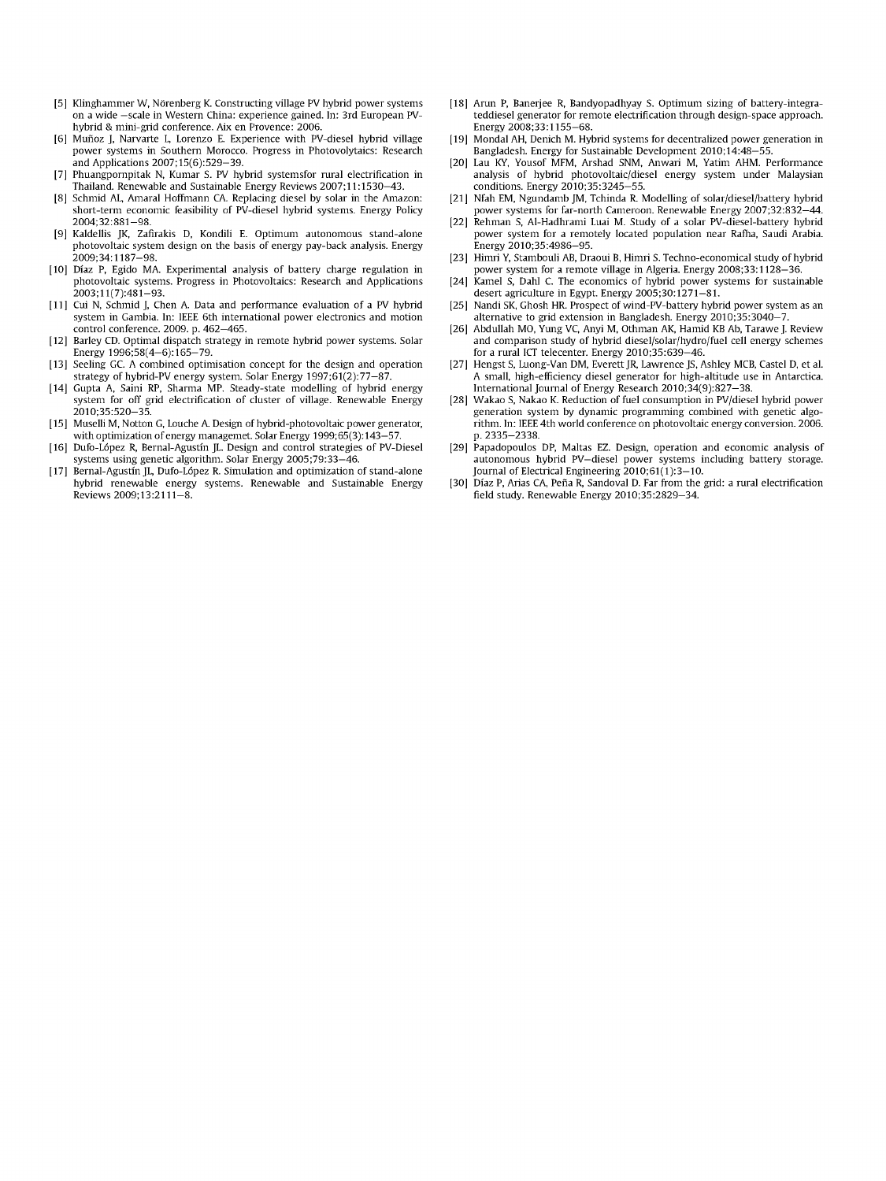[5] Klinghammer W, Nörenberg K. Constructing village PV hybrid power systems on a wide −scale in Western China: experience gained. In: 3rd European PV-hybrid & mini-grid conference. Aix en Provence: 2006.

[6] Muñoz J, Narvarte L, Lorenzo E. Experience with PV-diesel hybrid village power systems in Southern Morocco. Progress in Photovolytaics: Research and Applications 2007;15(6):529–39.

[7] Phuangpornpitak N, Kumar S. PV hybrid systemsfor rural electrification in Thailand. Renewable and Sustainable Energy Reviews 2007;11:1530–43.

[8] Schmid AL, Amaral Hoffmann CA. Replacing diesel by solar in the Amazon: short-term economic feasibility of PV-diesel hybrid systems. Energy Policy 2004;32:881–98.

[9] Kaldellis JK, Zafirakis D, Kondili E. Optimum autonomous stand-alone photovoltaic system design on the basis of energy pay-back analysis. Energy 2009;34:1187–98.

[10] Díaz P, Egido MA. Experimental analysis of battery charge regulation in photovoltaic systems. Progress in Photovoltaics: Research and Applications 2003;11(7):481–93.

[11] Cui N, Schmid J, Chen A. Data and performance evaluation of a PV hybrid system in Gambia. In: IEEE 6th international power electronics and motion control conference. 2009. p. 462–465.

[12] Barley CD. Optimal dispatch strategy in remote hybrid power systems. Solar Energy 1996;58(4–6):165–79.

[13] Seeling GC. A combined optimisation concept for the design and operation strategy of hybrid-PV energy system. Solar Energy 1997;61(2):77–87.

[14] Gupta A, Saini RP, Sharma MP. Steady-state modelling of hybrid energy system for off grid electrification of cluster of village. Renewable Energy 2010;35:520–35.

[15] Muselli M, Notton G, Louche A. Design of hybrid-photovoltaic power generator, with optimization of energy managemet. Solar Energy 1999;65(3):143–57.

[16] Dufo-López R, Bernal-Agustín JL. Design and control strategies of PV-Diesel systems using genetic algorithm. Solar Energy 2005;79:33–46.

[17] Bernal-Agustín JL, Dufo-López R. Simulation and optimization of stand-alone hybrid renewable energy systems. Renewable and Sustainable Energy Reviews 2009;13:2111–8.

[18] Arun P, Banerjee R, Bandyopadhyay S. Optimum sizing of battery-integrateddiesel generator for remote electrification through design-space approach. Energy 2008;33:1155–68.

[19] Mondal AH, Denich M. Hybrid systems for decentralized power generation in Bangladesh. Energy for Sustainable Development 2010;14:48–55.

[20] Lau KY, Yousof MFM, Arshad SNM, Anwari M, Yatim AHM. Performance analysis of hybrid photovoltaic/diesel energy system under Malaysian conditions. Energy 2010;35:3245–55.

[21] Nfah EM, Ngundamb JM, Tchinda R. Modelling of solar/diesel/battery hybrid power systems for far-north Cameroon. Renewable Energy 2007;32:832–44.

[22] Rehman S, Al-Hadhrami Luai M. Study of a solar PV-diesel-battery hybrid power system for a remotely located population near Rafha, Saudi Arabia. Energy 2010;35:4986–95.

[23] Himri Y, Stambouli AB, Draoui B, Himri S. Techno-economical study of hybrid power system for a remote village in Algeria. Energy 2008;33:1128–36.

[24] Kamel S, Dahl C. The economics of hybrid power systems for sustainable desert agriculture in Egypt. Energy 2005;30:1271–81.

[25] Nandi SK, Ghosh HR. Prospect of wind-PV-battery hybrid power system as an alternative to grid extension in Bangladesh. Energy 2010;35:3040–7.

[26] Abdullah MO, Yung VC, Anyi M, Othman AK, Hamid KB Ab, Tarawe J. Review and comparison study of hybrid diesel/solar/hydro/fuel cell energy schemes for a rural ICT telecenter. Energy 2010;35:639–46.

[27] Hengst S, Luong-Van DM, Everett JR, Lawrence JS, Ashley MCB, Castel D, et al. A small, high-efficiency diesel generator for high-altitude use in Antarctica. International Journal of Energy Research 2010;34(9):827–38.

[28] Wakao S, Nakao K. Reduction of fuel consumption in PV/diesel hybrid power generation system by dynamic programming combined with genetic algorithm. In: IEEE 4th world conference on photovoltaic energy conversion. 2006. p. 2335–2338.

[29] Papadopoulos DP, Maltas EZ. Design, operation and economic analysis of autonomous hybrid PV–diesel power systems including battery storage. Journal of Electrical Engineering 2010;61(1):3–10.

[30] Díaz P, Arias CA, Peña R, Sandoval D. Far from the grid: a rural electrification field study. Renewable Energy 2010;35:2829–34.